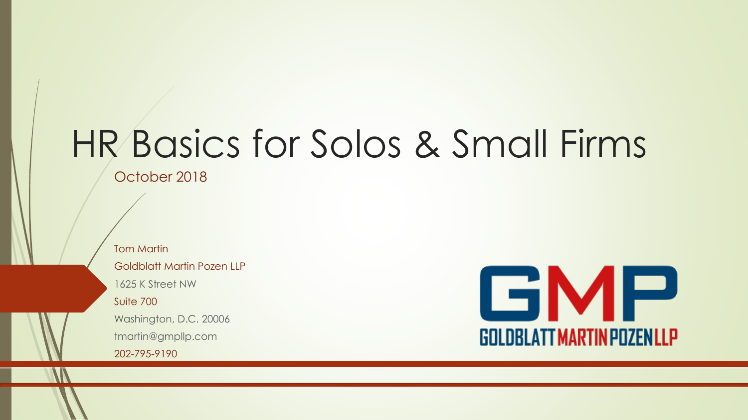# HR Basics for Solos & Small Firms

October 2018

Tom Martin

Goldblatt Martin Pozen LLP

1625 K Street NW

Suite 700

Washington, D.C. 20006

tmartin@gmpllp.com

202-795-9190

GMP

GOLDBLATT MARTIN POZEN LLP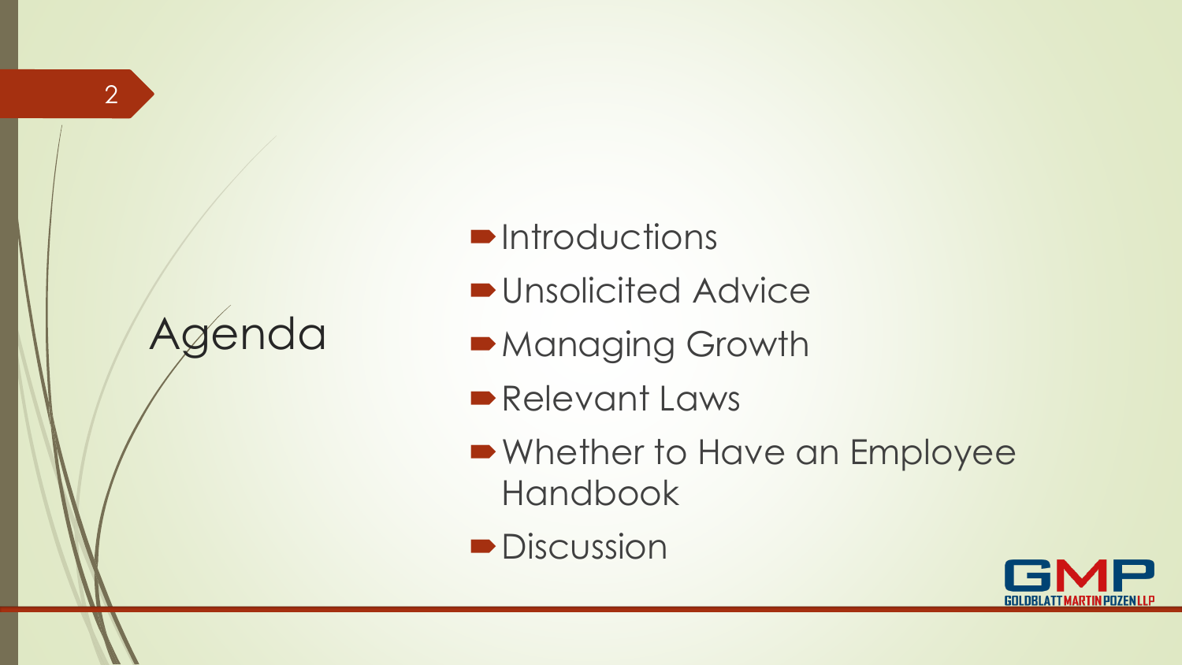# Agenda

- Introductions
- Unsolicited Advice
- Managing Growth
- Relevant Laws
- Whether to Have an Employee Handbook
- Discussion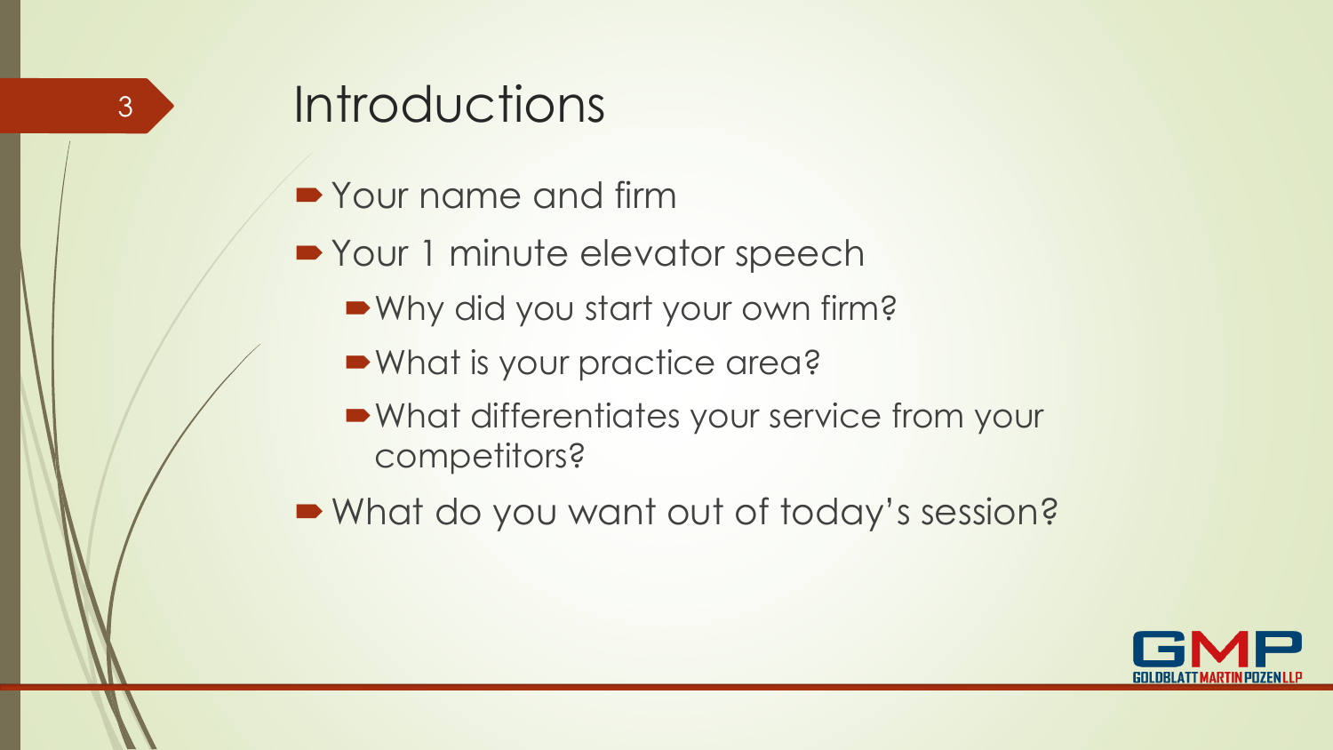# Introductions

- Your name and firm
- Your 1 minute elevator speech
  - Why did you start your own firm?
  - What is your practice area?
  - What differentiates your service from your competitors?
- What do you want out of today's session?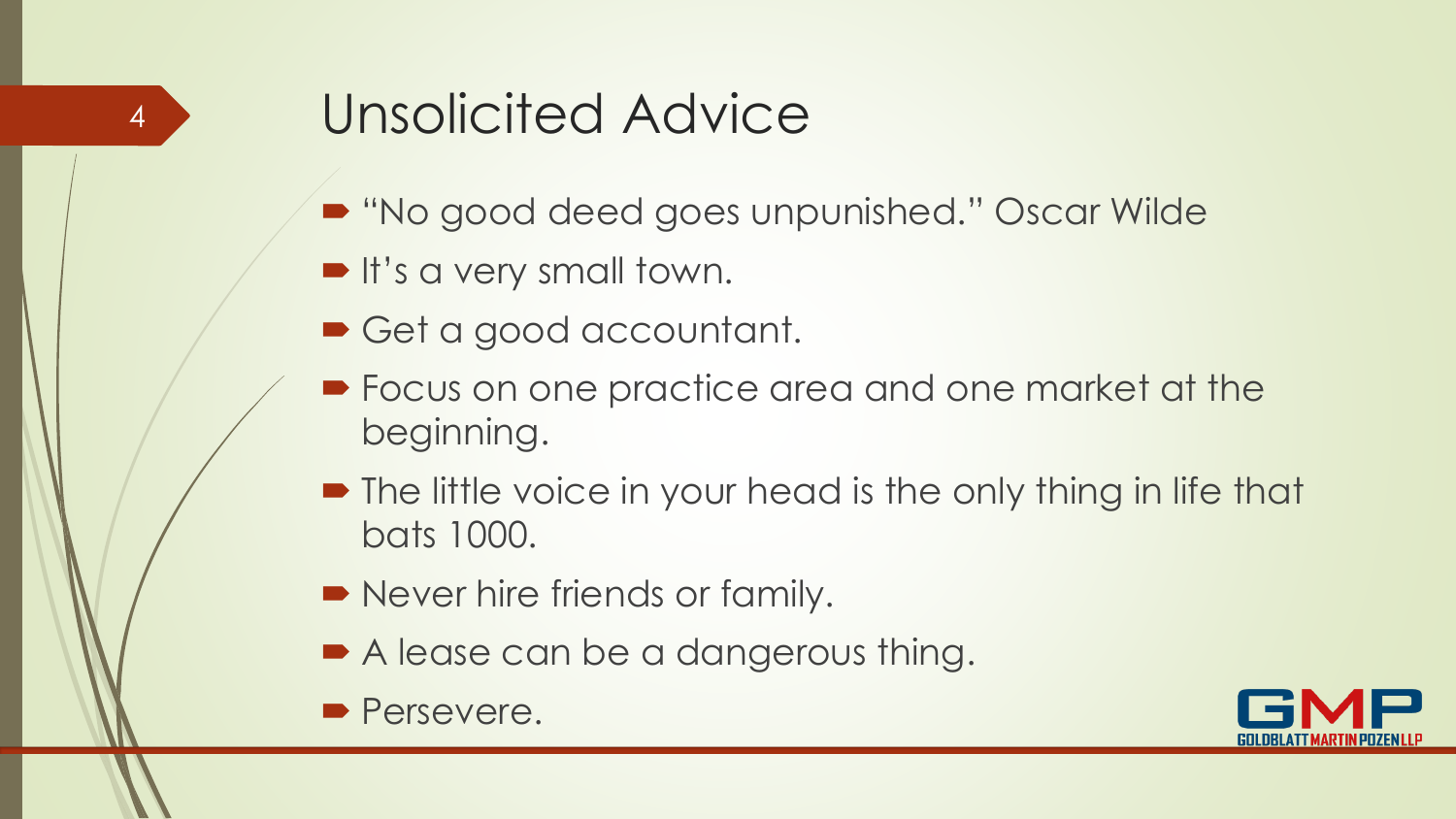# Unsolicited Advice

- "No good deed goes unpunished." Oscar Wilde
- It's a very small town.
- Get a good accountant.
- Focus on one practice area and one market at the beginning.
- The little voice in your head is the only thing in life that bats 1000.
- Never hire friends or family.
- A lease can be a dangerous thing.
- Persevere.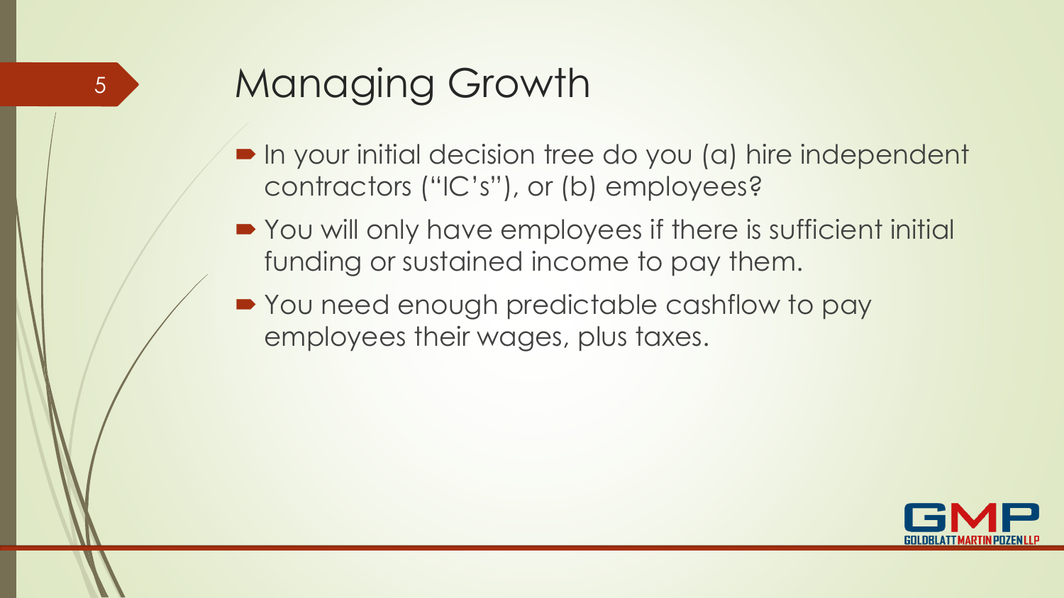# Managing Growth

- In your initial decision tree do you (a) hire independent contractors ("IC's"), or (b) employees?
- You will only have employees if there is sufficient initial funding or sustained income to pay them.
- You need enough predictable cashflow to pay employees their wages, plus taxes.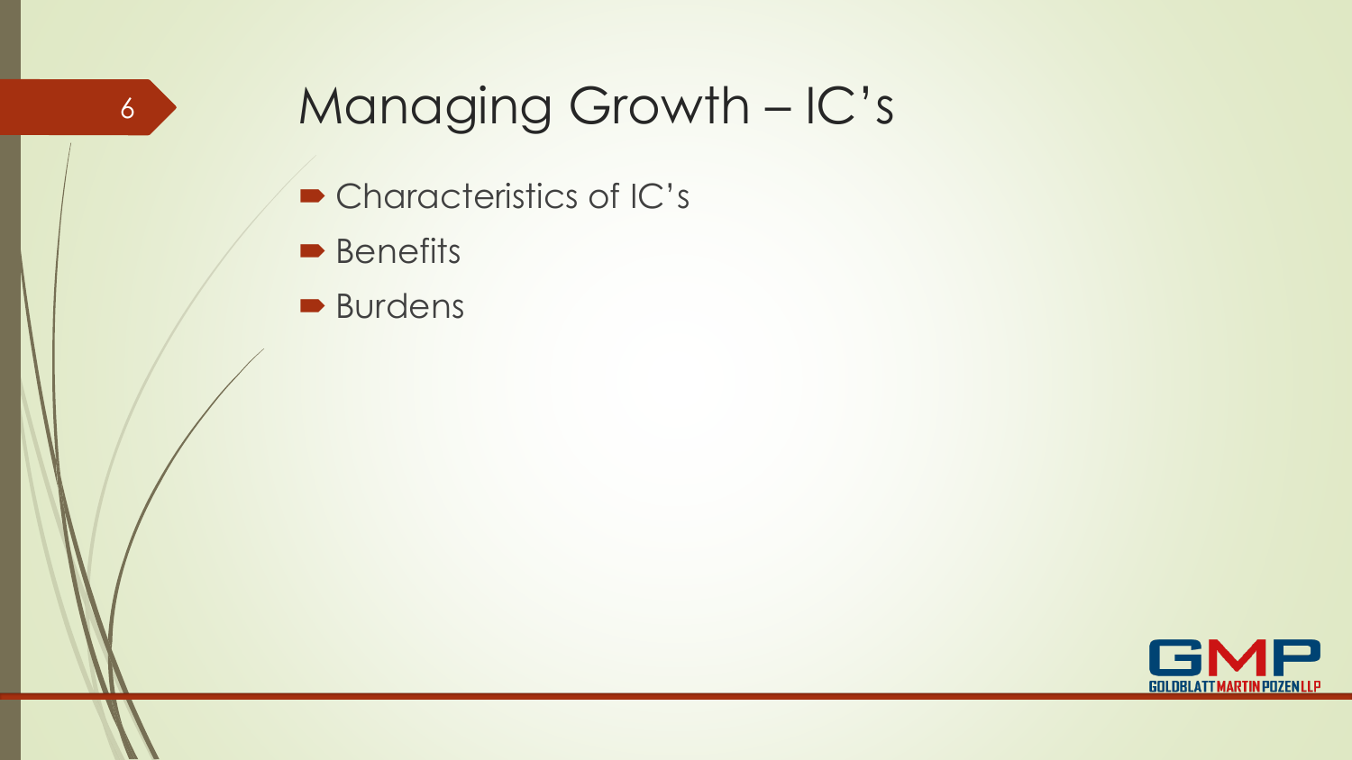# Managing Growth – IC’s

- Characteristics of IC’s
- Benefits
- Burdens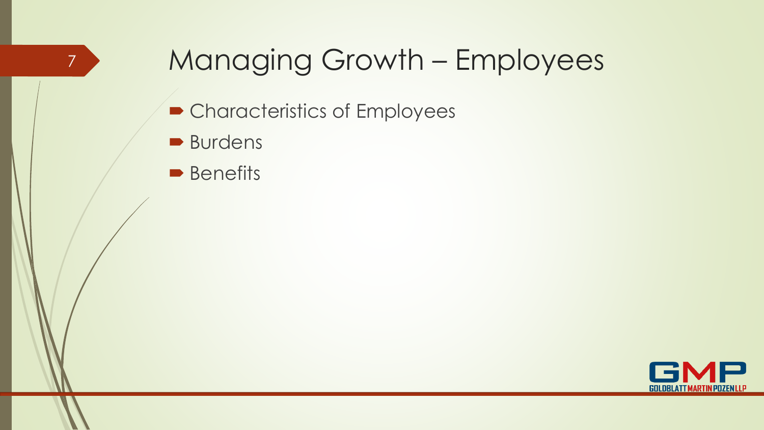# Managing Growth – Employees

- Characteristics of Employees
- Burdens
- Benefits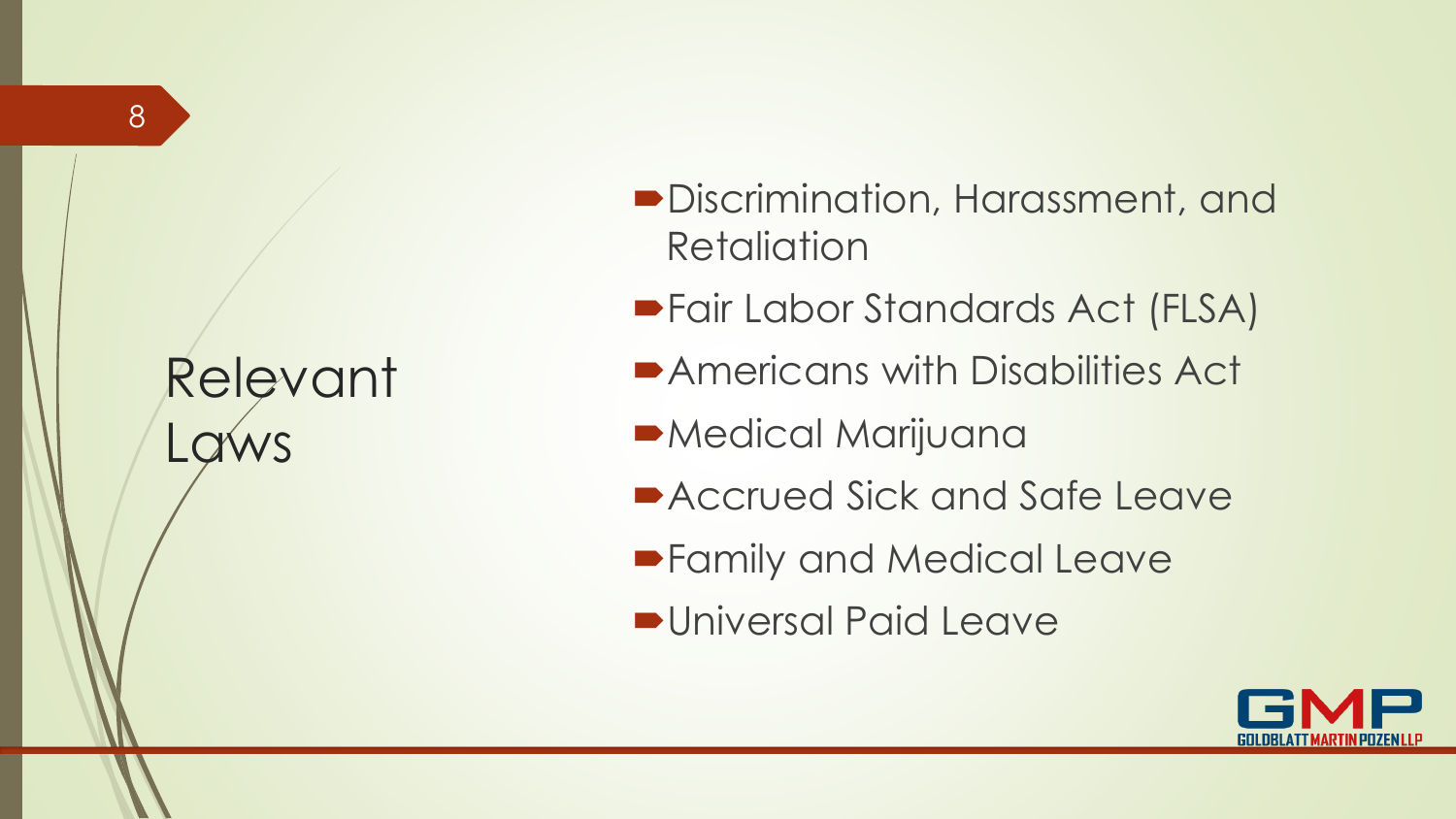# Relevant Laws

- Discrimination, Harassment, and Retaliation
- Fair Labor Standards Act (FLSA)
- Americans with Disabilities Act
- Medical Marijuana
- Accrued Sick and Safe Leave
- Family and Medical Leave
- Universal Paid Leave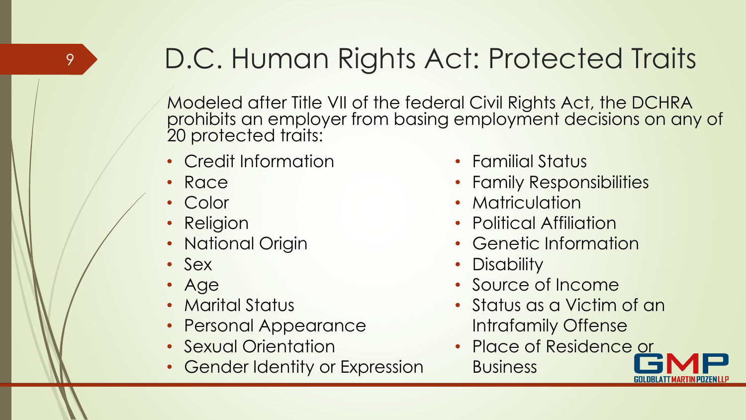# D.C. Human Rights Act: Protected Traits

Modeled after Title VII of the federal Civil Rights Act, the DCHRA prohibits an employer from basing employment decisions on any of 20 protected traits:

- Credit Information
- Race
- Color
- Religion
- National Origin
- Sex
- Age
- Marital Status
- Personal Appearance
- Sexual Orientation
- Gender Identity or Expression
- Familial Status
- Family Responsibilities
- Matriculation
- Political Affiliation
- Genetic Information
- Disability
- Source of Income
- Status as a Victim of an Intrafamily Offense
- Place of Residence or Business

GMP GOLDBLATT MARTIN POZEN LLP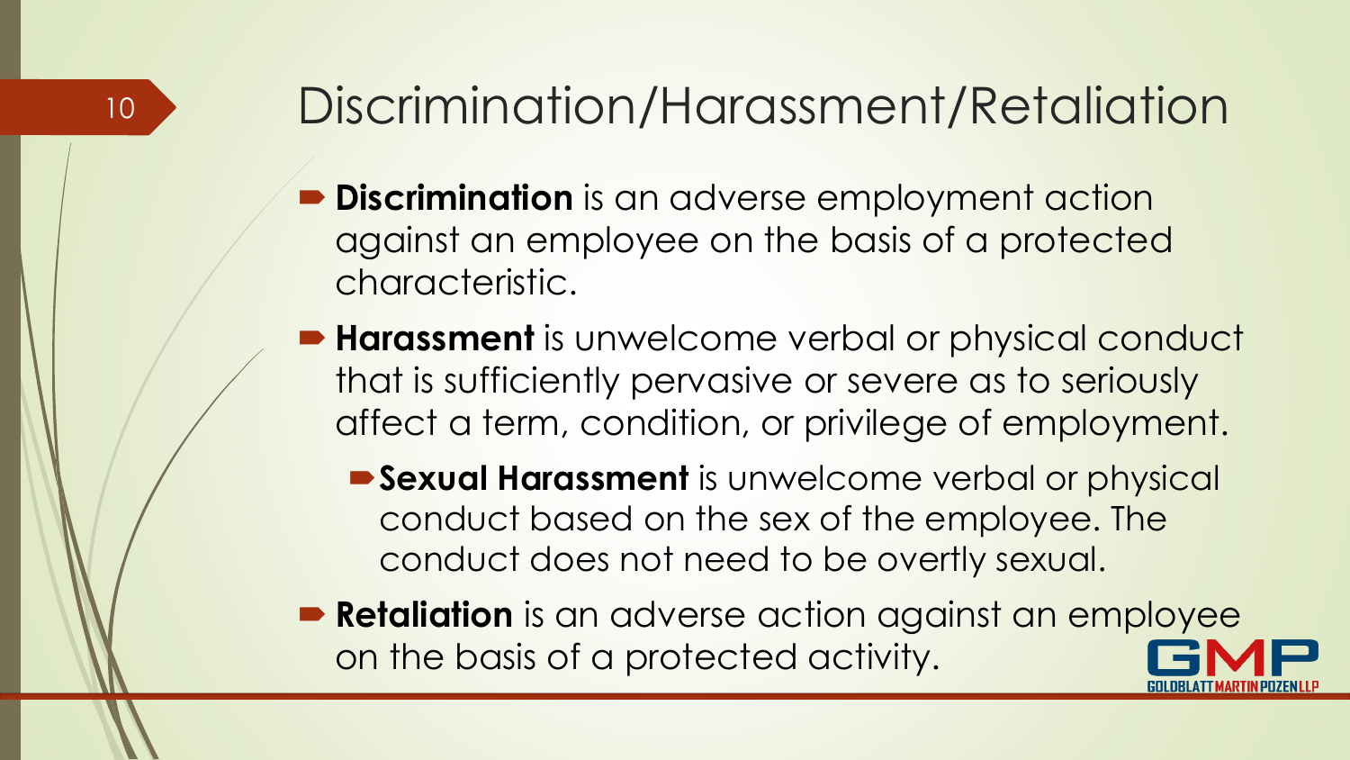# Discrimination/Harassment/Retaliation

- **Discrimination** is an adverse employment action against an employee on the basis of a protected characteristic.
- **Harassment** is unwelcome verbal or physical conduct that is sufficiently pervasive or severe as to seriously affect a term, condition, or privilege of employment.
  - **Sexual Harassment** is unwelcome verbal or physical conduct based on the sex of the employee. The conduct does not need to be overtly sexual.
- **Retaliation** is an adverse action against an employee on the basis of a protected activity.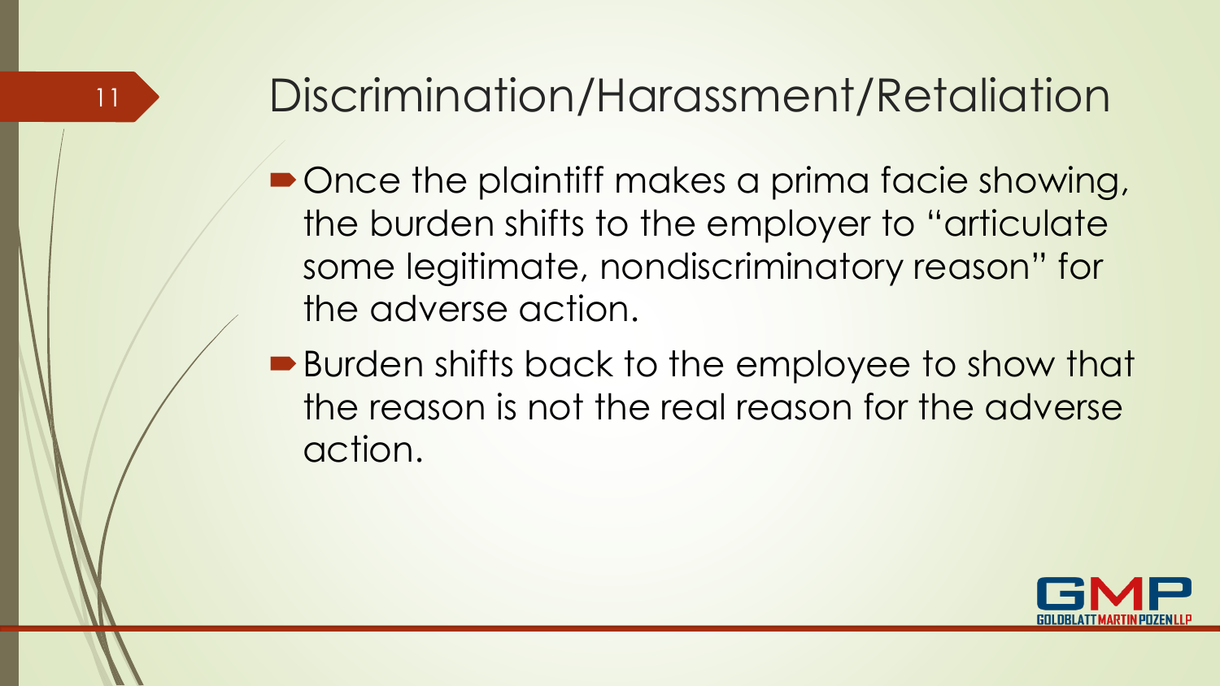# Discrimination/Harassment/Retaliation

- Once the plaintiff makes a prima facie showing, the burden shifts to the employer to "articulate some legitimate, nondiscriminatory reason" for the adverse action.
- Burden shifts back to the employee to show that the reason is not the real reason for the adverse action.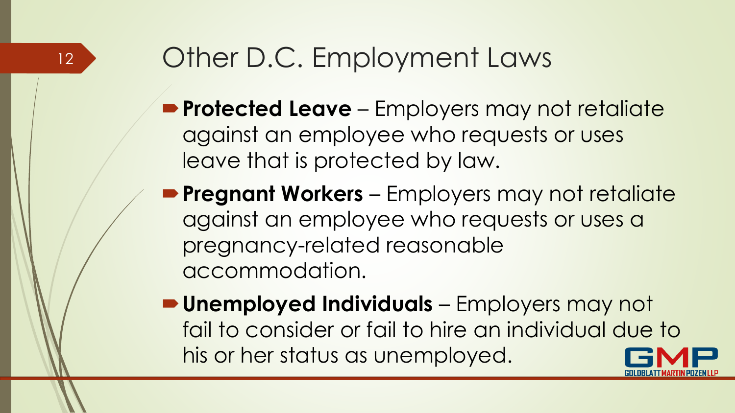# Other D.C. Employment Laws

- **Protected Leave** – Employers may not retaliate against an employee who requests or uses leave that is protected by law.
- **Pregnant Workers** – Employers may not retaliate against an employee who requests or uses a pregnancy-related reasonable accommodation.
- **Unemployed Individuals** – Employers may not fail to consider or fail to hire an individual due to his or her status as unemployed.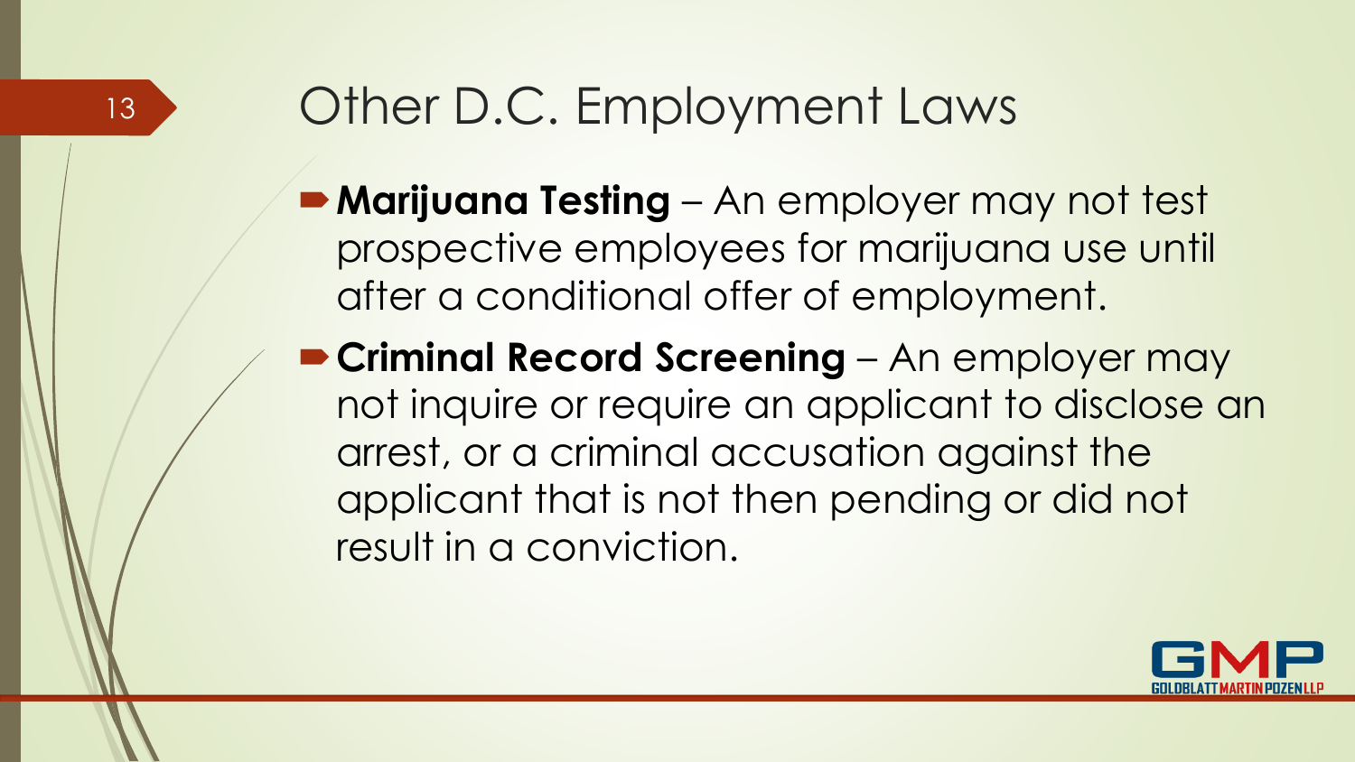# Other D.C. Employment Laws

- **Marijuana Testing** – An employer may not test prospective employees for marijuana use until after a conditional offer of employment.
- **Criminal Record Screening** – An employer may not inquire or require an applicant to disclose an arrest, or a criminal accusation against the applicant that is not then pending or did not result in a conviction.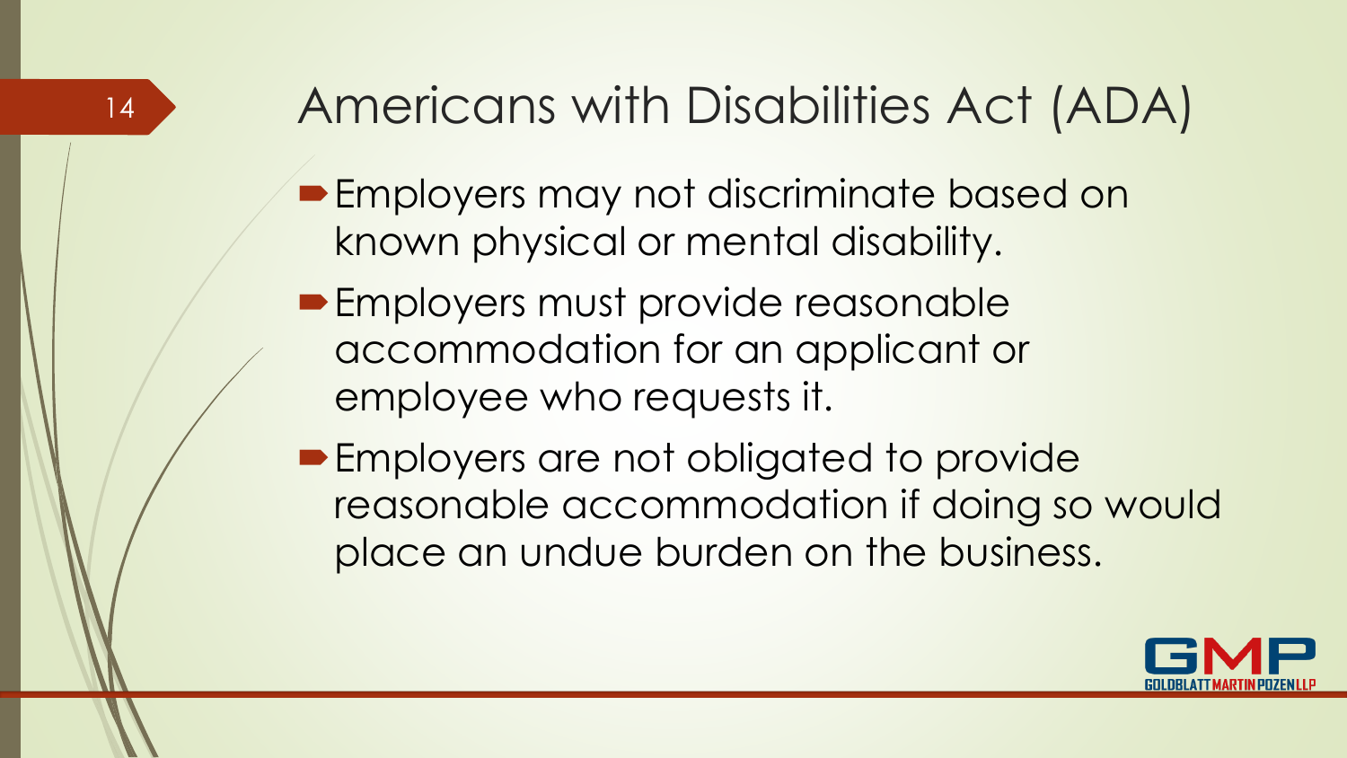# Americans with Disabilities Act (ADA)

- Employers may not discriminate based on known physical or mental disability.
- Employers must provide reasonable accommodation for an applicant or employee who requests it.
- Employers are not obligated to provide reasonable accommodation if doing so would place an undue burden on the business.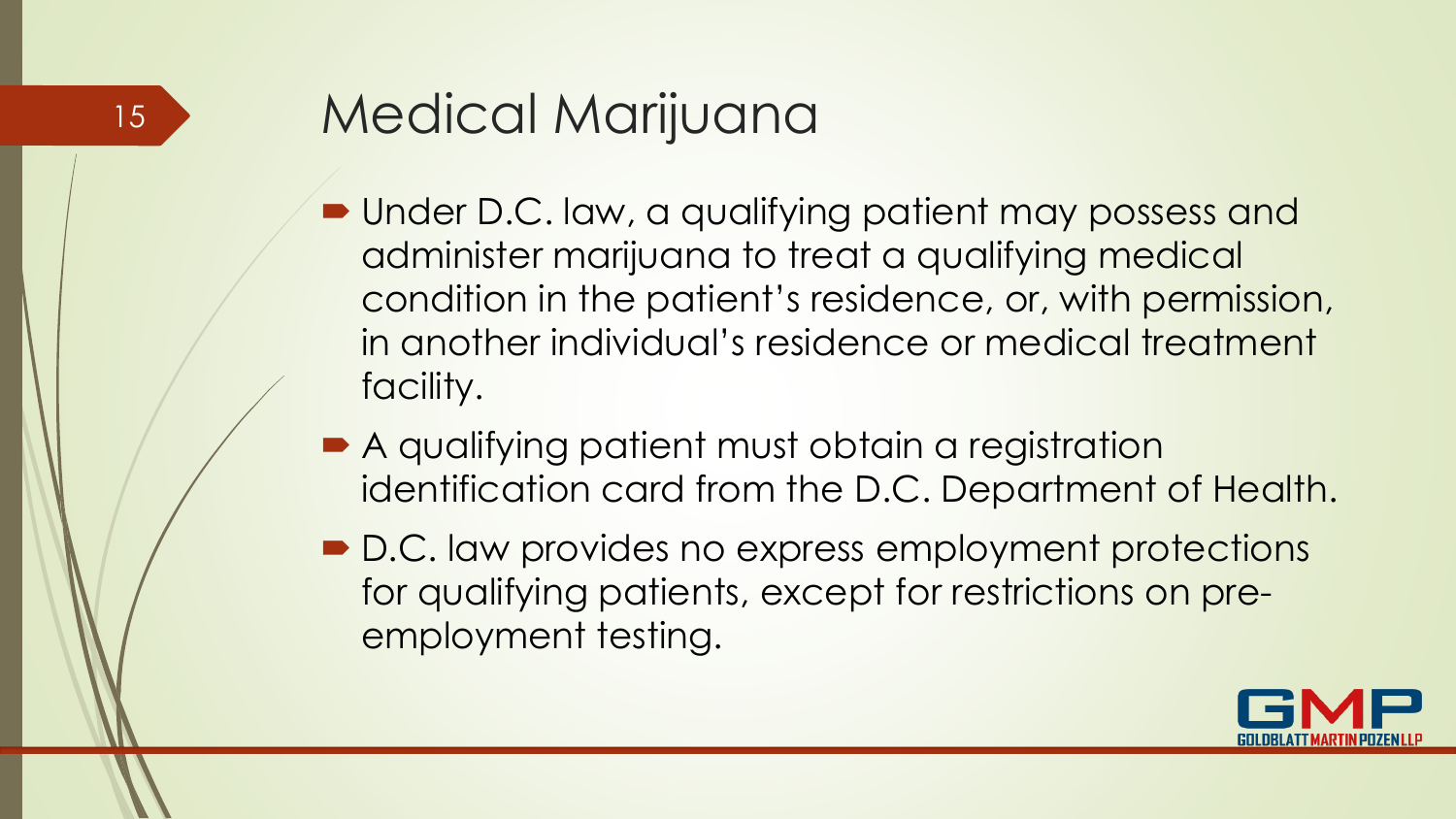# Medical Marijuana

- Under D.C. law, a qualifying patient may possess and administer marijuana to treat a qualifying medical condition in the patient's residence, or, with permission, in another individual's residence or medical treatment facility.
- A qualifying patient must obtain a registration identification card from the D.C. Department of Health.
- D.C. law provides no express employment protections for qualifying patients, except for restrictions on pre-employment testing.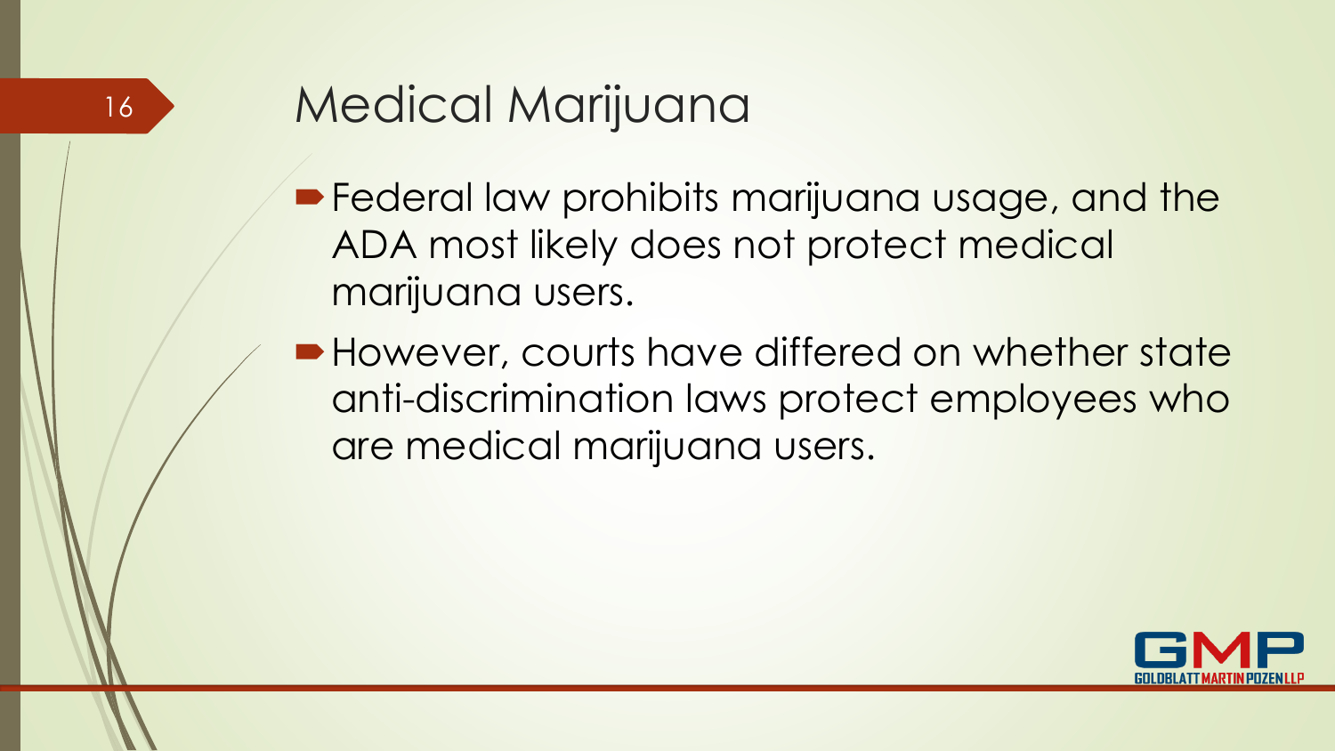# Medical Marijuana

- Federal law prohibits marijuana usage, and the ADA most likely does not protect medical marijuana users.
- However, courts have differed on whether state anti-discrimination laws protect employees who are medical marijuana users.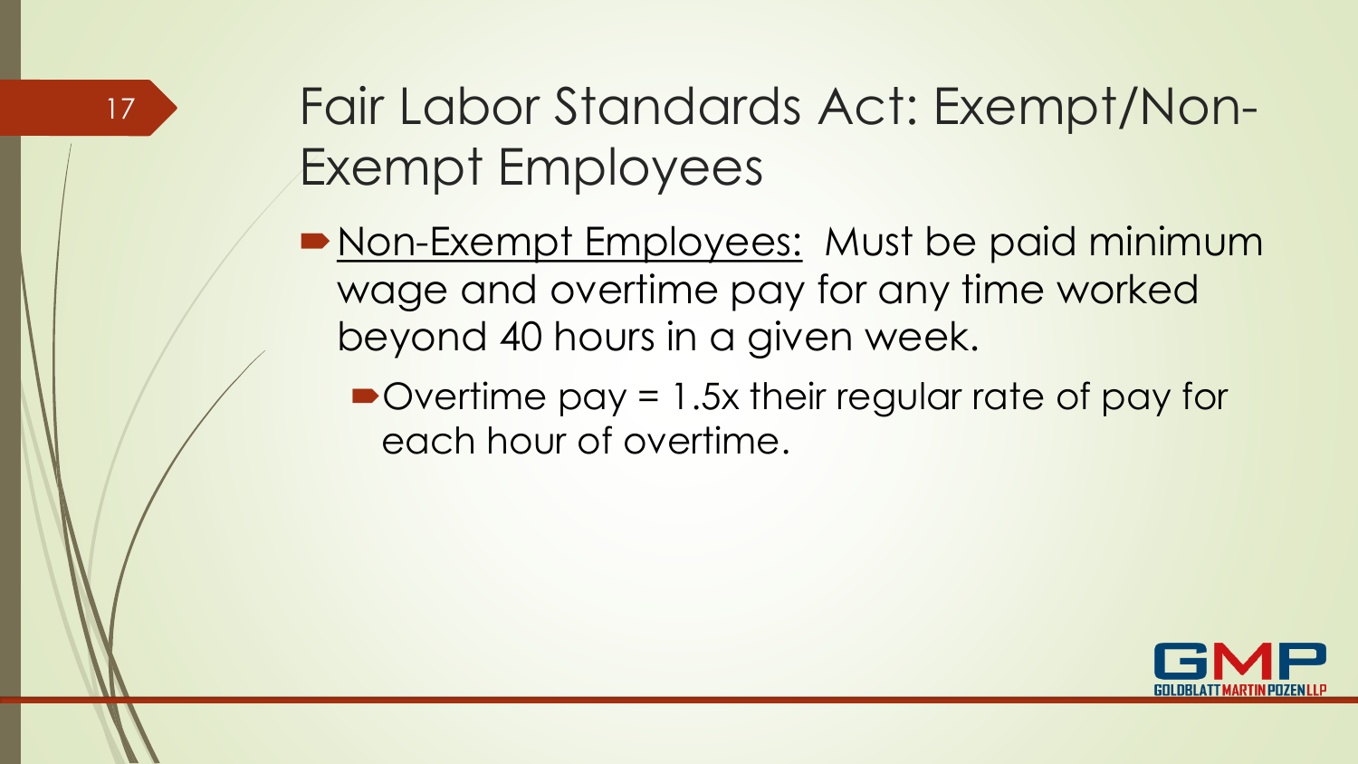# Fair Labor Standards Act: Exempt/Non-Exempt Employees

- Non-Exempt Employees: Must be paid minimum wage and overtime pay for any time worked beyond 40 hours in a given week.
  - Overtime pay = 1.5x their regular rate of pay for each hour of overtime.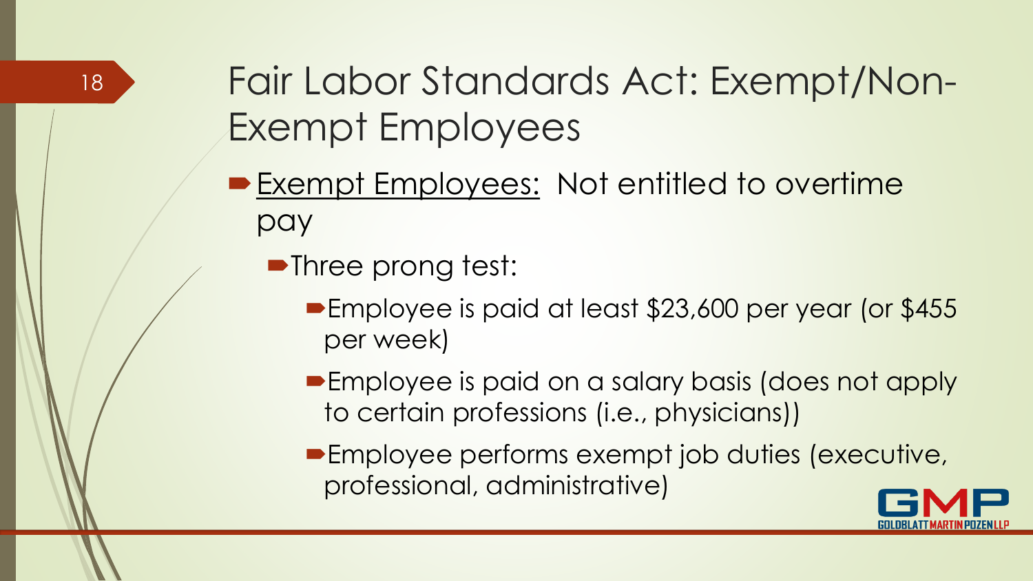# Fair Labor Standards Act: Exempt/Non-Exempt Employees

- <u>Exempt Employees:</u> Not entitled to overtime pay
  - Three prong test:
    - Employee is paid at least $23,600 per year (or $455 per week)
    - Employee is paid on a salary basis (does not apply to certain professions (i.e., physicians))
    - Employee performs exempt job duties (executive, professional, administrative)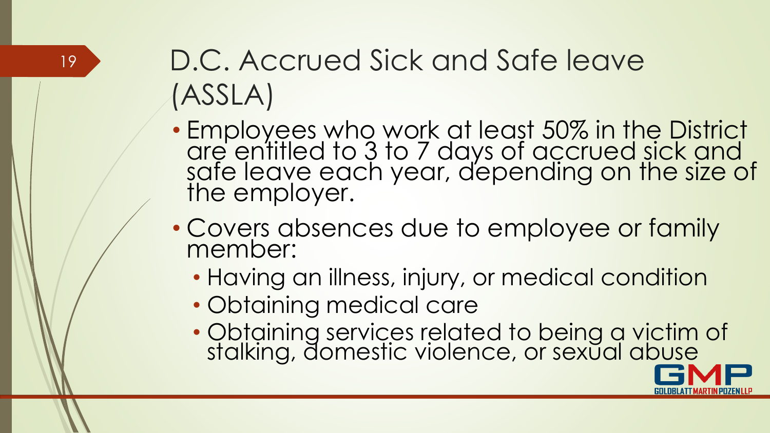# D.C. Accrued Sick and Safe leave (ASSLA)

- Employees who work at least 50% in the District are entitled to 3 to 7 days of accrued sick and safe leave each year, depending on the size of the employer.
- Covers absences due to employee or family member:
  - Having an illness, injury, or medical condition
  - Obtaining medical care
  - Obtaining services related to being a victim of stalking, domestic violence, or sexual abuse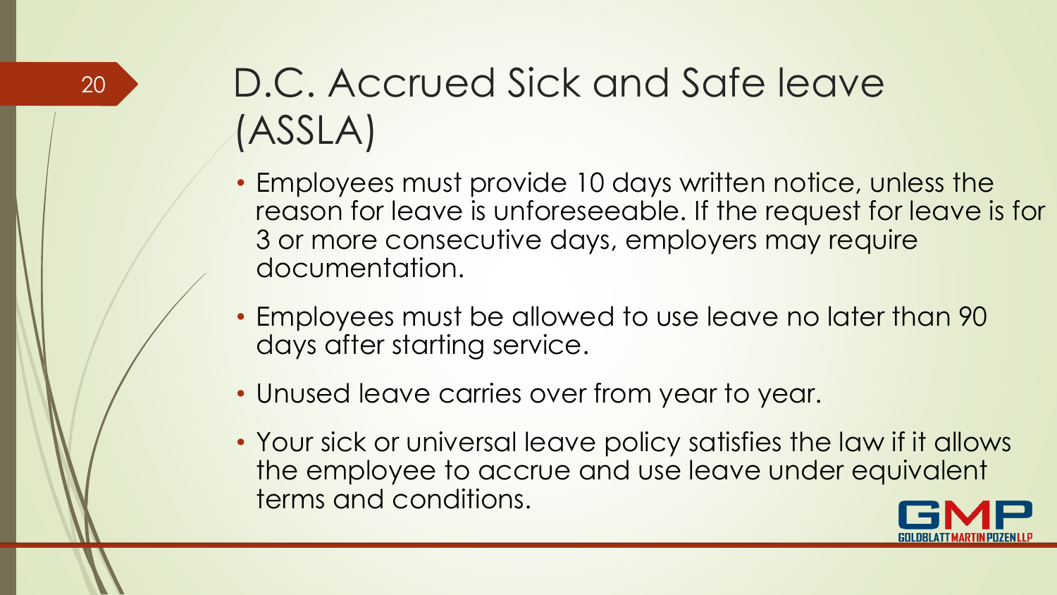# D.C. Accrued Sick and Safe leave (ASSLA)

- Employees must provide 10 days written notice, unless the reason for leave is unforeseeable. If the request for leave is for 3 or more consecutive days, employers may require documentation.
- Employees must be allowed to use leave no later than 90 days after starting service.
- Unused leave carries over from year to year.
- Your sick or universal leave policy satisfies the law if it allows the employee to accrue and use leave under equivalent terms and conditions.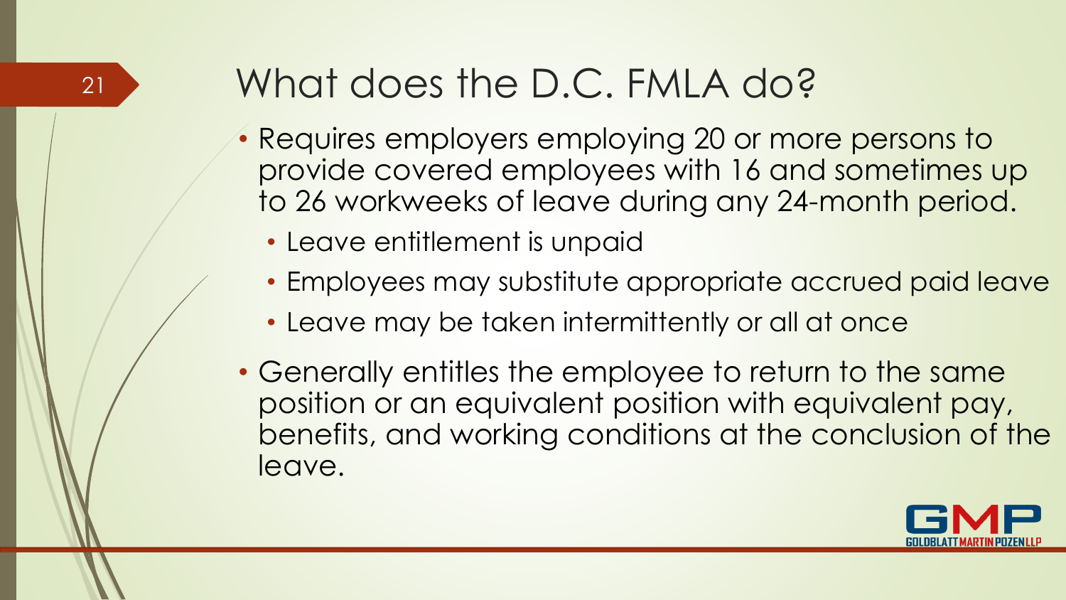# What does the D.C. FMLA do?

- Requires employers employing 20 or more persons to provide covered employees with 16 and sometimes up to 26 workweeks of leave during any 24-month period.
  - Leave entitlement is unpaid
  - Employees may substitute appropriate accrued paid leave
  - Leave may be taken intermittently or all at once
- Generally entitles the employee to return to the same position or an equivalent position with equivalent pay, benefits, and working conditions at the conclusion of the leave.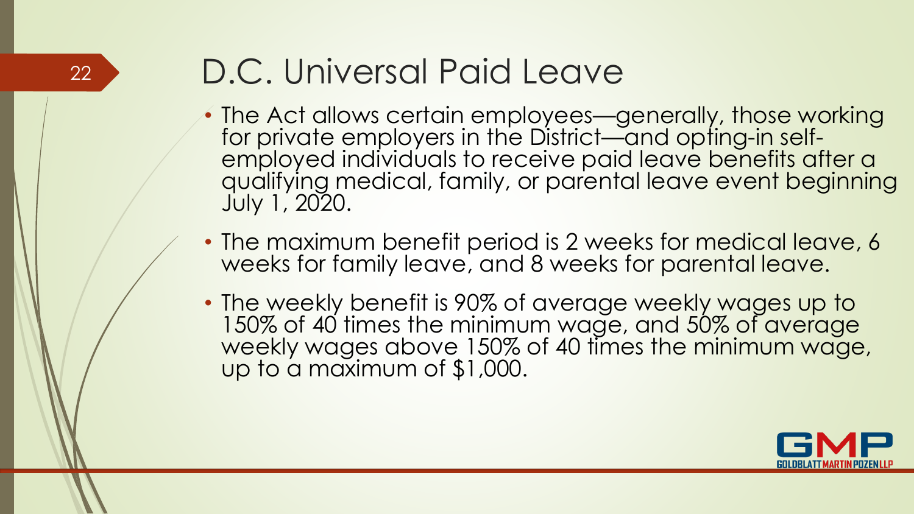# D.C. Universal Paid Leave

- The Act allows certain employees—generally, those working for private employers in the District—and opting-in self-employed individuals to receive paid leave benefits after a qualifying medical, family, or parental leave event beginning July 1, 2020.
- The maximum benefit period is 2 weeks for medical leave, 6 weeks for family leave, and 8 weeks for parental leave.
- The weekly benefit is 90% of average weekly wages up to 150% of 40 times the minimum wage, and 50% of average weekly wages above 150% of 40 times the minimum wage, up to a maximum of $1,000.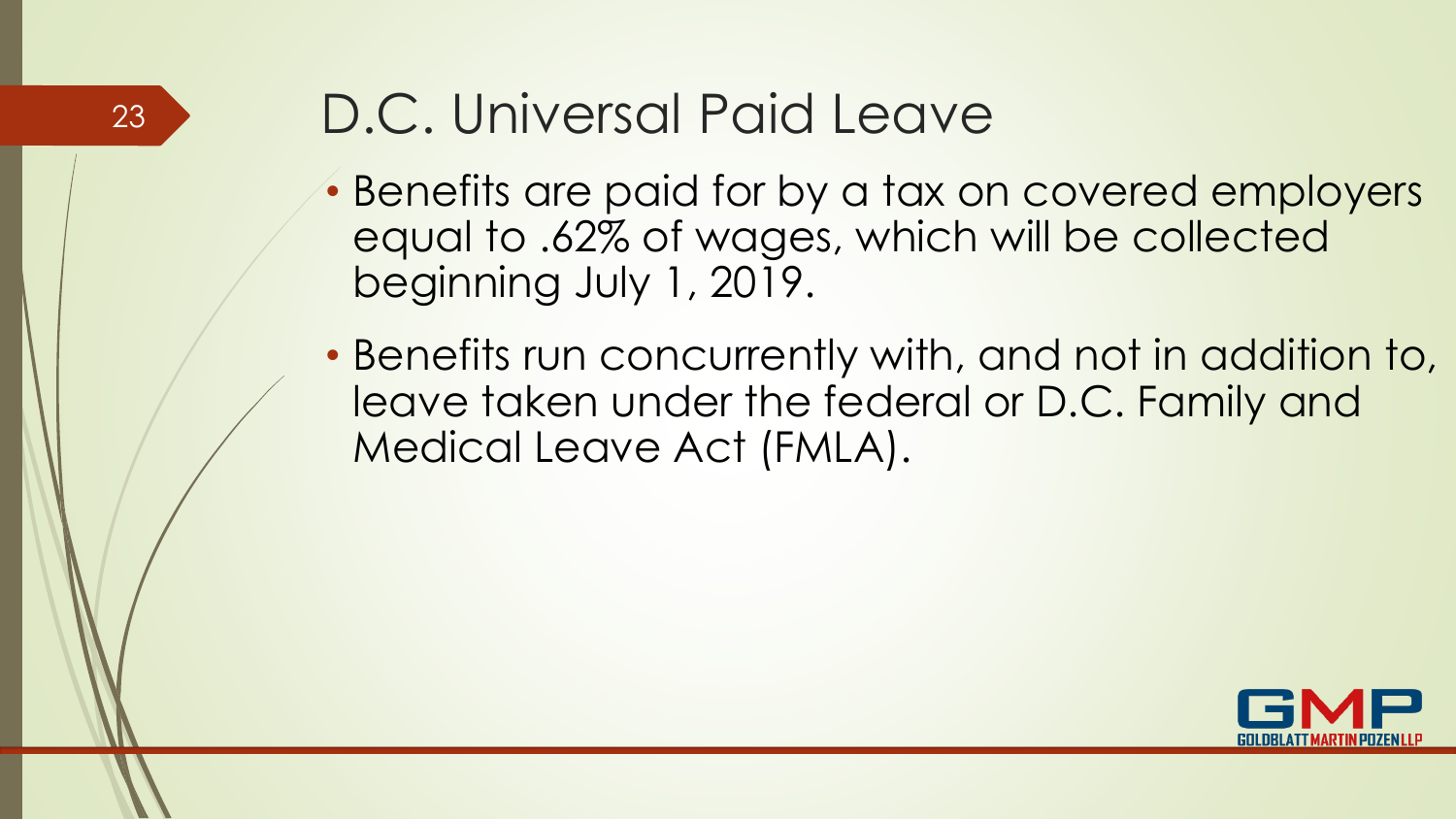# D.C. Universal Paid Leave

- Benefits are paid for by a tax on covered employers equal to .62% of wages, which will be collected beginning July 1, 2019.
- Benefits run concurrently with, and not in addition to, leave taken under the federal or D.C. Family and Medical Leave Act (FMLA).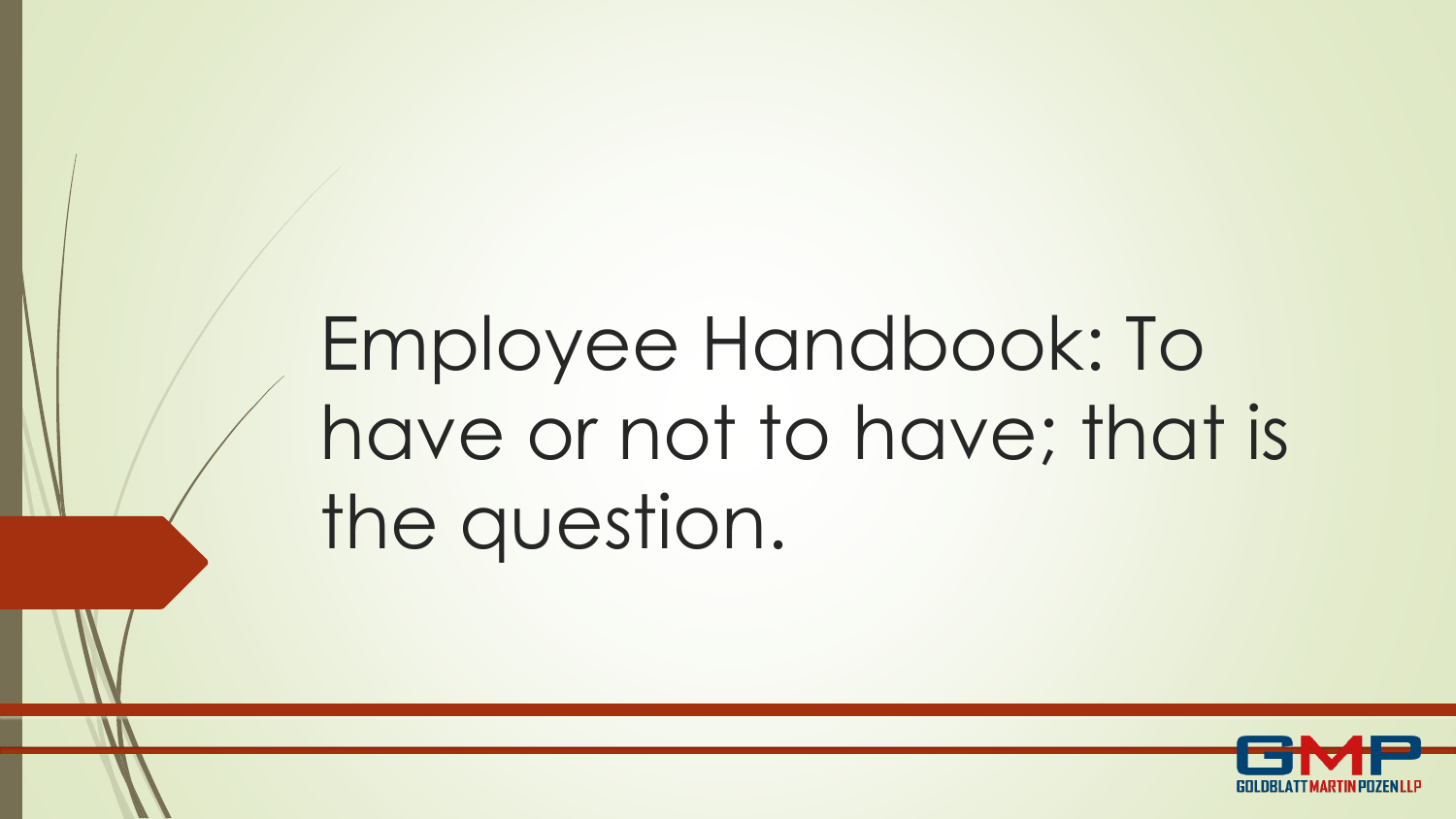# Employee Handbook: To have or not to have; that is the question.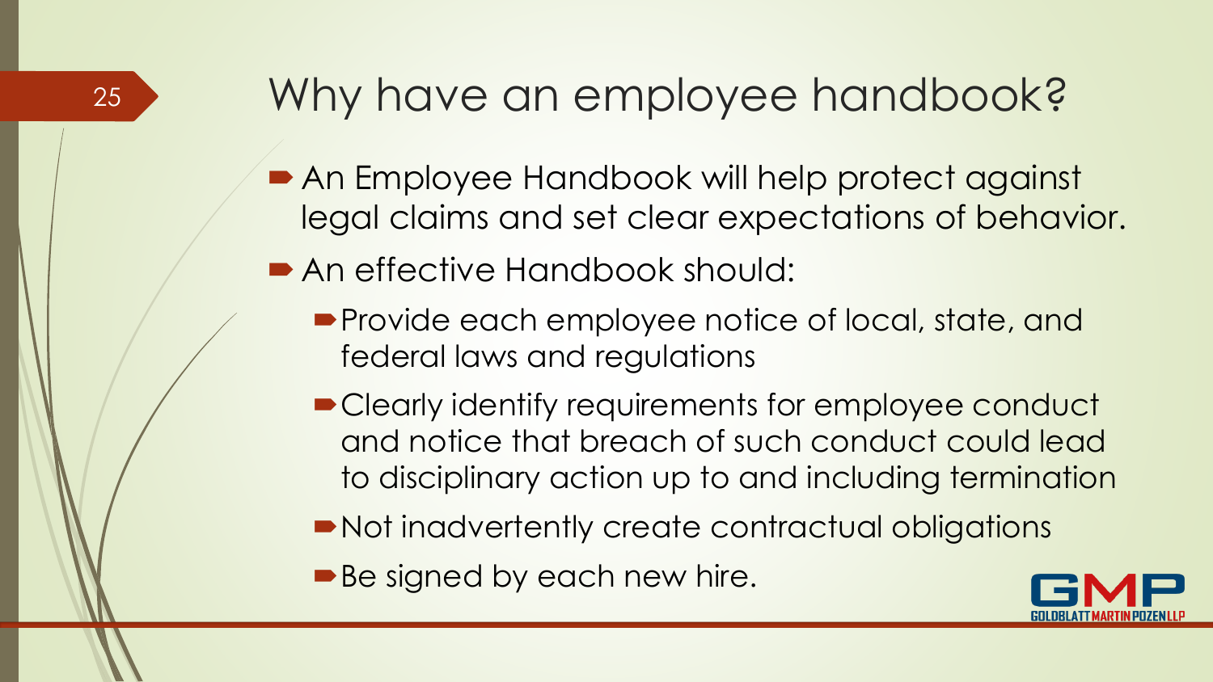# Why have an employee handbook?

- An Employee Handbook will help protect against legal claims and set clear expectations of behavior.
- An effective Handbook should:
  - Provide each employee notice of local, state, and federal laws and regulations
  - Clearly identify requirements for employee conduct and notice that breach of such conduct could lead to disciplinary action up to and including termination
  - Not inadvertently create contractual obligations
  - Be signed by each new hire.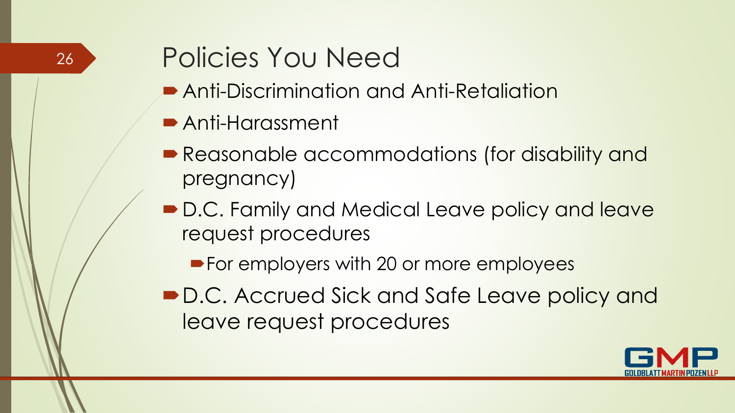# Policies You Need

- Anti-Discrimination and Anti-Retaliation
- Anti-Harassment
- Reasonable accommodations (for disability and pregnancy)
- D.C. Family and Medical Leave policy and leave request procedures
  - For employers with 20 or more employees
- D.C. Accrued Sick and Safe Leave policy and leave request procedures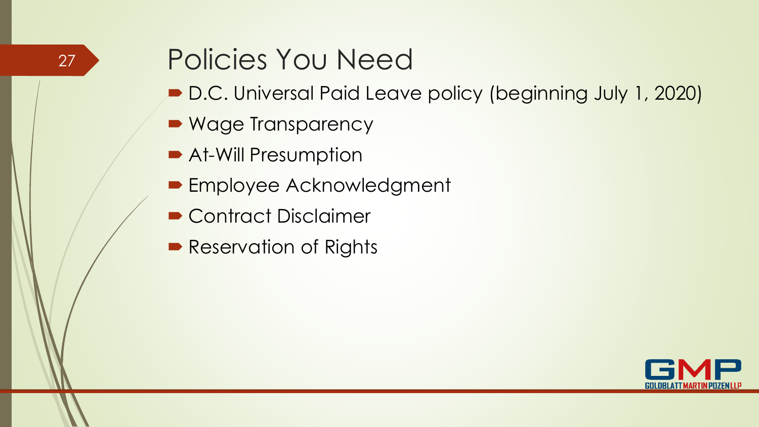# Policies You Need

- D.C. Universal Paid Leave policy (beginning July 1, 2020)
- Wage Transparency
- At-Will Presumption
- Employee Acknowledgment
- Contract Disclaimer
- Reservation of Rights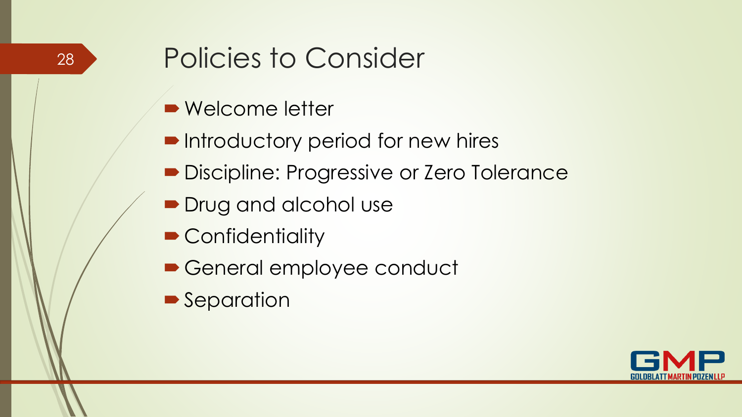# Policies to Consider

- Welcome letter
- Introductory period for new hires
- Discipline: Progressive or Zero Tolerance
- Drug and alcohol use
- Confidentiality
- General employee conduct
- Separation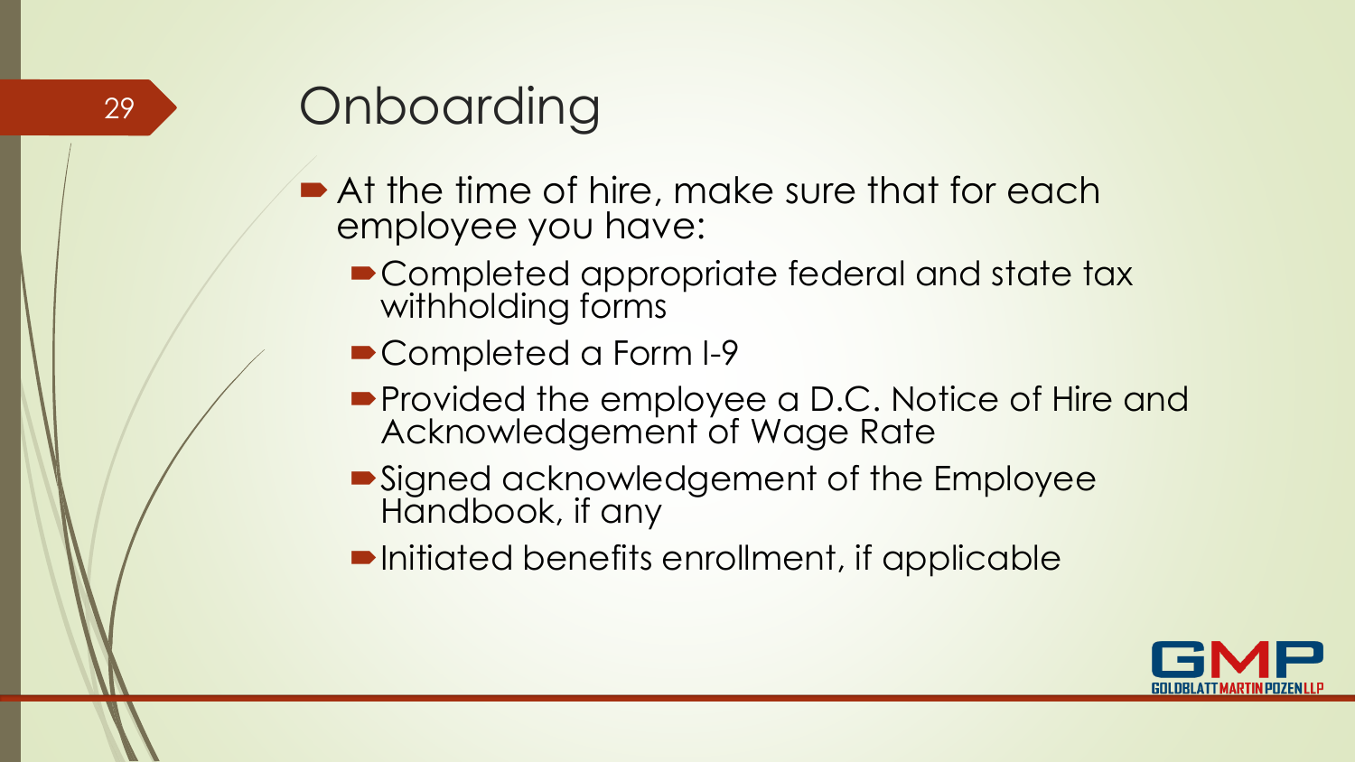# Onboarding

- At the time of hire, make sure that for each employee you have:
  - Completed appropriate federal and state tax withholding forms
  - Completed a Form I-9
  - Provided the employee a D.C. Notice of Hire and Acknowledgement of Wage Rate
  - Signed acknowledgement of the Employee Handbook, if any
  - Initiated benefits enrollment, if applicable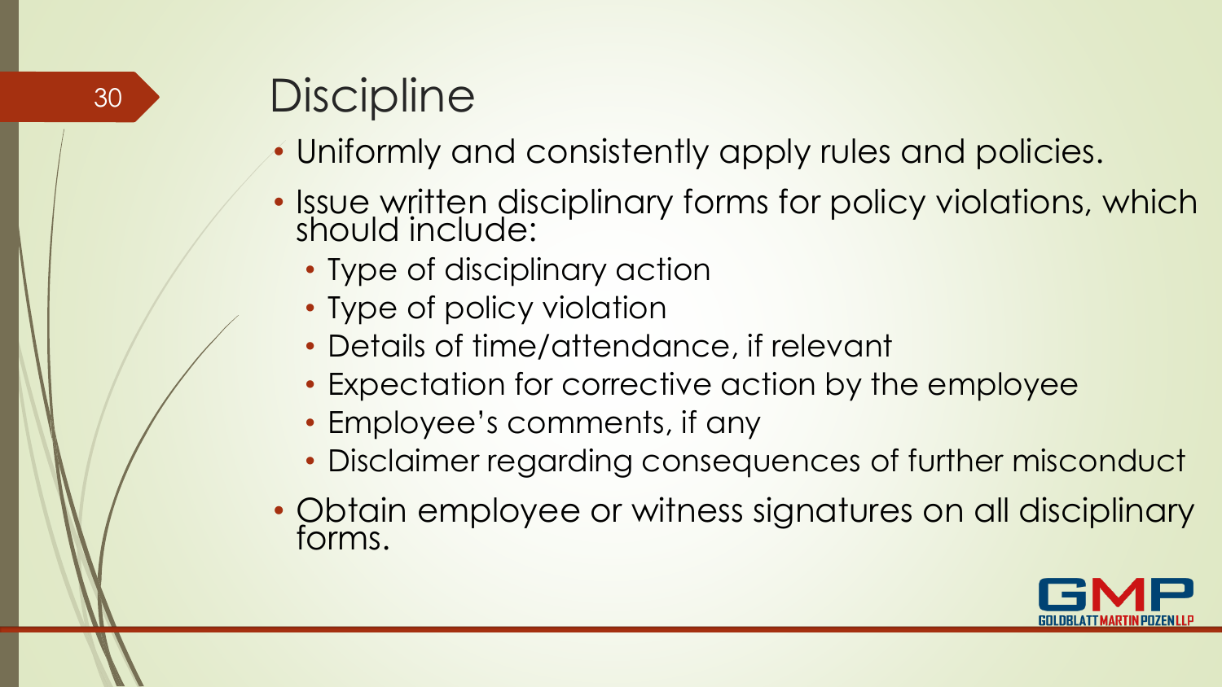# Discipline

- Uniformly and consistently apply rules and policies.
- Issue written disciplinary forms for policy violations, which should include:
  - Type of disciplinary action
  - Type of policy violation
  - Details of time/attendance, if relevant
  - Expectation for corrective action by the employee
  - Employee's comments, if any
  - Disclaimer regarding consequences of further misconduct
- Obtain employee or witness signatures on all disciplinary forms.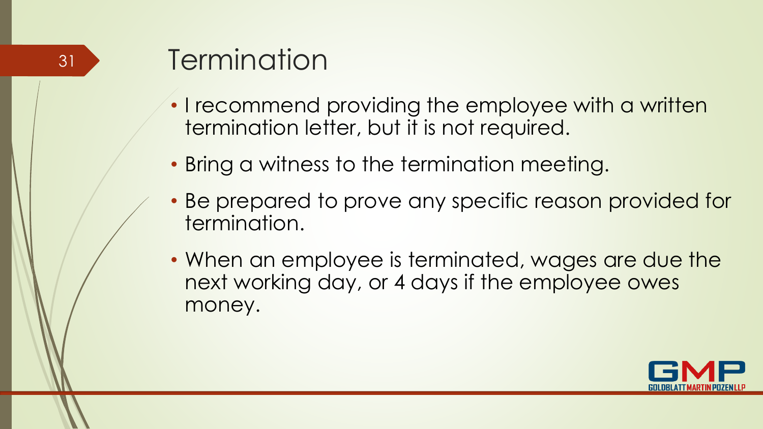# Termination

- I recommend providing the employee with a written termination letter, but it is not required.
- Bring a witness to the termination meeting.
- Be prepared to prove any specific reason provided for termination.
- When an employee is terminated, wages are due the next working day, or 4 days if the employee owes money.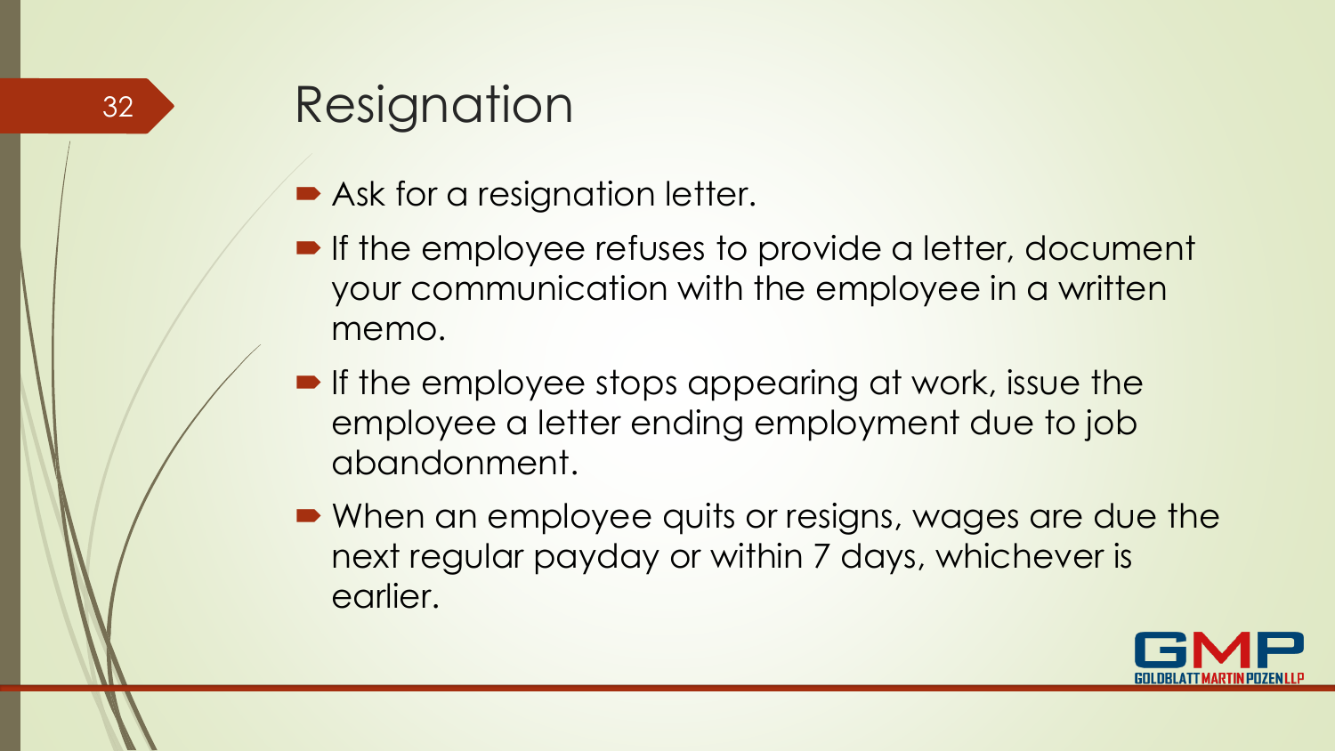# Resignation

- Ask for a resignation letter.
- If the employee refuses to provide a letter, document your communication with the employee in a written memo.
- If the employee stops appearing at work, issue the employee a letter ending employment due to job abandonment.
- When an employee quits or resigns, wages are due the next regular payday or within 7 days, whichever is earlier.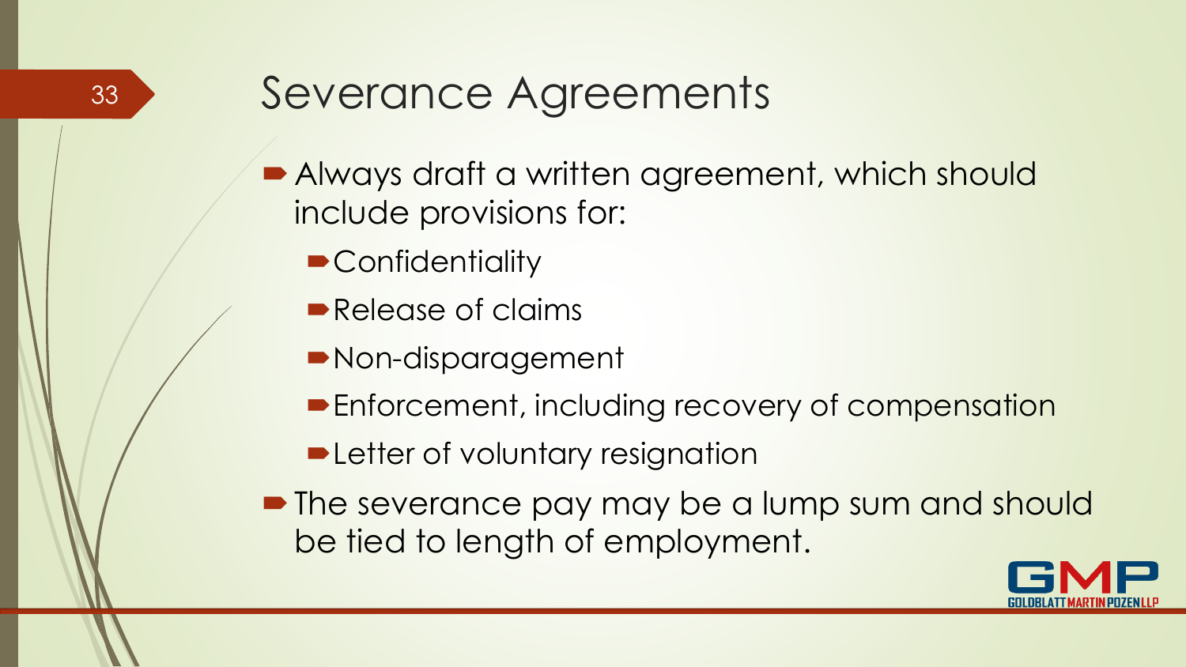# Severance Agreements

- Always draft a written agreement, which should include provisions for:
  - Confidentiality
  - Release of claims
  - Non-disparagement
  - Enforcement, including recovery of compensation
  - Letter of voluntary resignation
- The severance pay may be a lump sum and should be tied to length of employment.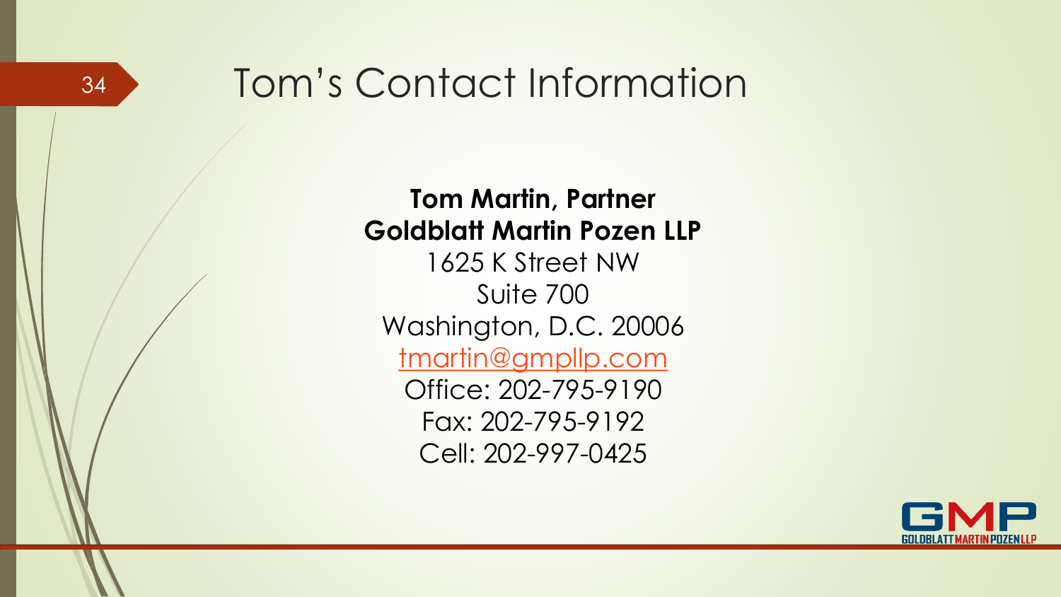# Tom's Contact Information

**Tom Martin, Partner**
**Goldblatt Martin Pozen LLP**
1625 K Street NW
Suite 700
Washington, D.C. 20006
tmartin@gmpllp.com
Office: 202-795-9190
Fax: 202-795-9192
Cell: 202-997-0425

GMP
GOLDBLATT MARTIN POZEN LLP